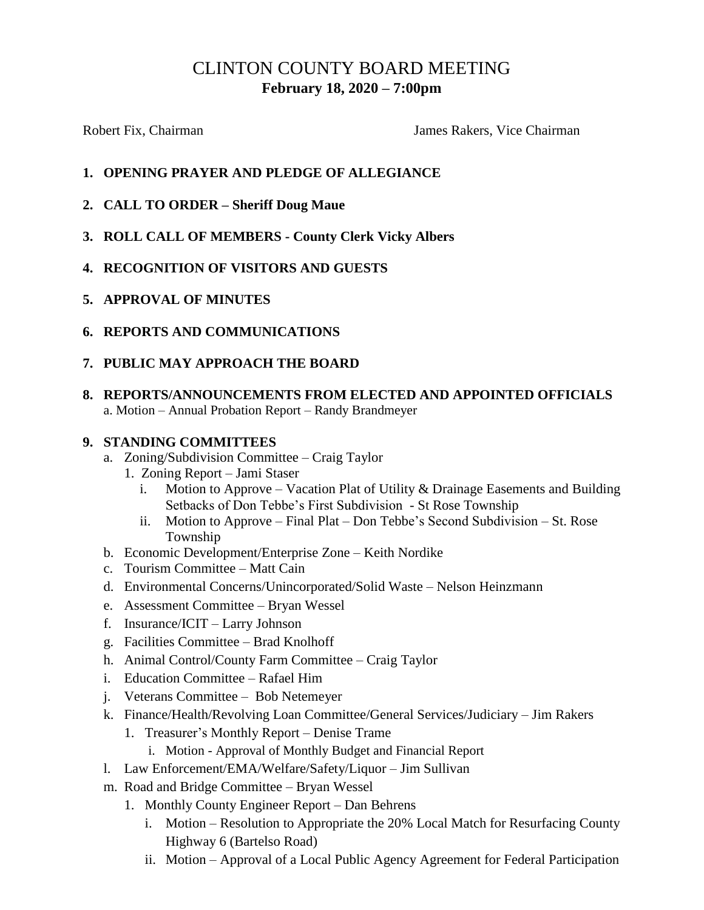# CLINTON COUNTY BOARD MEETING

**February 18, 2020 – 7:00pm**

Robert Fix, Chairman James Rakers, Vice Chairman

1. **OPENING PRAYER AND PLEDGE OF ALLEGIANCE**
2. **CALL TO ORDER – Sheriff Doug Maue**
3. **ROLL CALL OF MEMBERS - County Clerk Vicky Albers**
4. **RECOGNITION OF VISITORS AND GUESTS**
5. **APPROVAL OF MINUTES**
6. **REPORTS AND COMMUNICATIONS**
7. **PUBLIC MAY APPROACH THE BOARD**
8. **REPORTS/ANNOUNCEMENTS FROM ELECTED AND APPOINTED OFFICIALS**
   a. Motion – Annual Probation Report – Randy Brandmeyer
9. **STANDING COMMITTEES**
   a. Zoning/Subdivision Committee – Craig Taylor
      1. Zoning Report – Jami Staser
         i. Motion to Approve – Vacation Plat of Utility & Drainage Easements and Building Setbacks of Don Tebbe's First Subdivision - St Rose Township
         ii. Motion to Approve – Final Plat – Don Tebbe's Second Subdivision – St. Rose Township
   b. Economic Development/Enterprise Zone – Keith Nordike
   c. Tourism Committee – Matt Cain
   d. Environmental Concerns/Unincorporated/Solid Waste – Nelson Heinzmann
   e. Assessment Committee – Bryan Wessel
   f. Insurance/ICIT – Larry Johnson
   g. Facilities Committee – Brad Knolhoff
   h. Animal Control/County Farm Committee – Craig Taylor
   i. Education Committee – Rafael Him
   j. Veterans Committee – Bob Netemeyer
   k. Finance/Health/Revolving Loan Committee/General Services/Judiciary – Jim Rakers
      1. Treasurer's Monthly Report – Denise Trame
         i. Motion - Approval of Monthly Budget and Financial Report
   l. Law Enforcement/EMA/Welfare/Safety/Liquor – Jim Sullivan
   m. Road and Bridge Committee – Bryan Wessel
      1. Monthly County Engineer Report – Dan Behrens
         i. Motion – Resolution to Appropriate the 20% Local Match for Resurfacing County Highway 6 (Bartelso Road)
         ii. Motion – Approval of a Local Public Agency Agreement for Federal Participation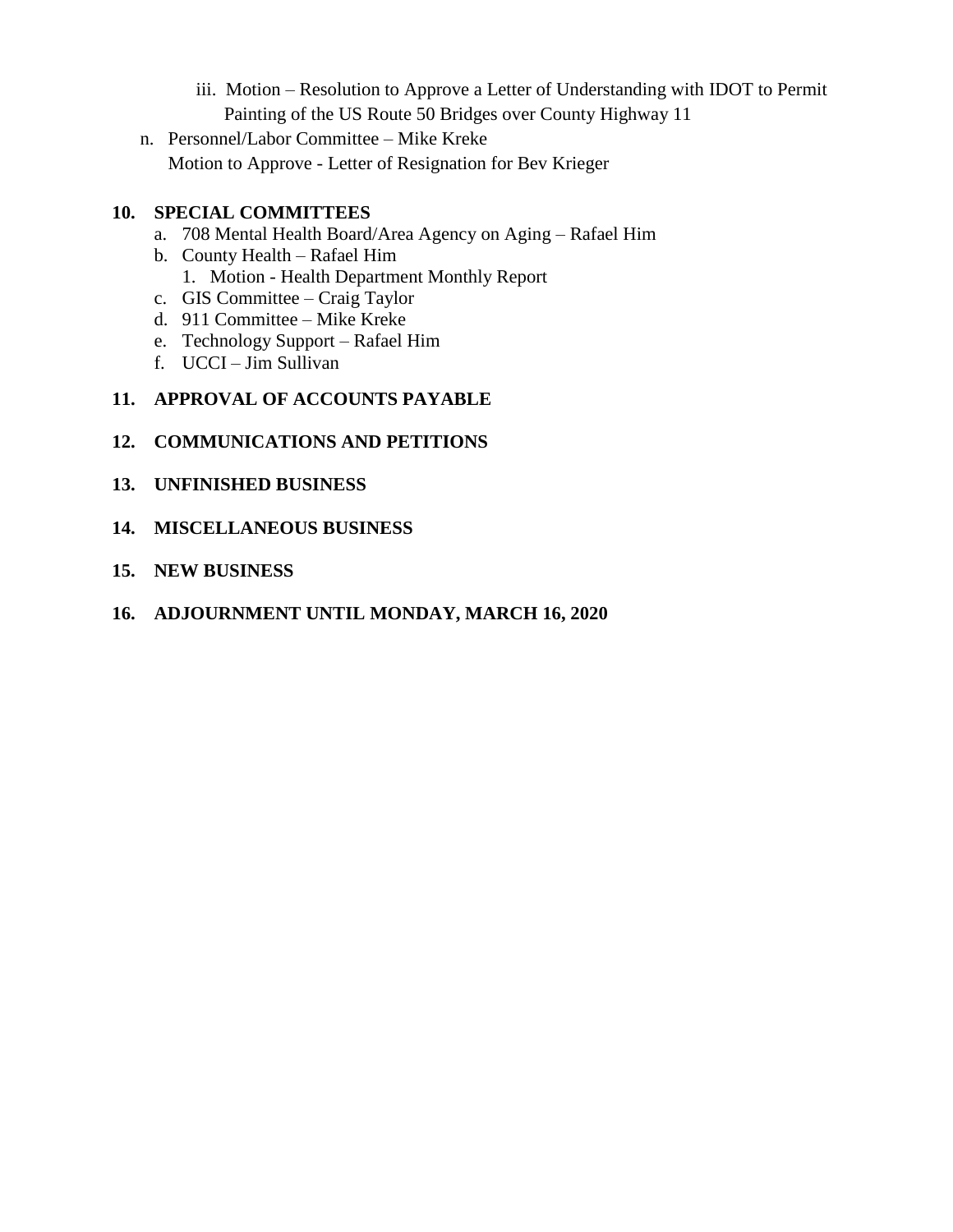iii. Motion – Resolution to Approve a Letter of Understanding with IDOT to Permit Painting of the US Route 50 Bridges over County Highway 11

n. Personnel/Labor Committee – Mike Kreke
   Motion to Approve - Letter of Resignation for Bev Krieger

**10. SPECIAL COMMITTEES**

a. 708 Mental Health Board/Area Agency on Aging – Rafael Him
b. County Health – Rafael Him
   1. Motion - Health Department Monthly Report
c. GIS Committee – Craig Taylor
d. 911 Committee – Mike Kreke
e. Technology Support – Rafael Him
f. UCCI – Jim Sullivan

**11. APPROVAL OF ACCOUNTS PAYABLE**

**12. COMMUNICATIONS AND PETITIONS**

**13. UNFINISHED BUSINESS**

**14. MISCELLANEOUS BUSINESS**

**15. NEW BUSINESS**

**16. ADJOURNMENT UNTIL MONDAY, MARCH 16, 2020**